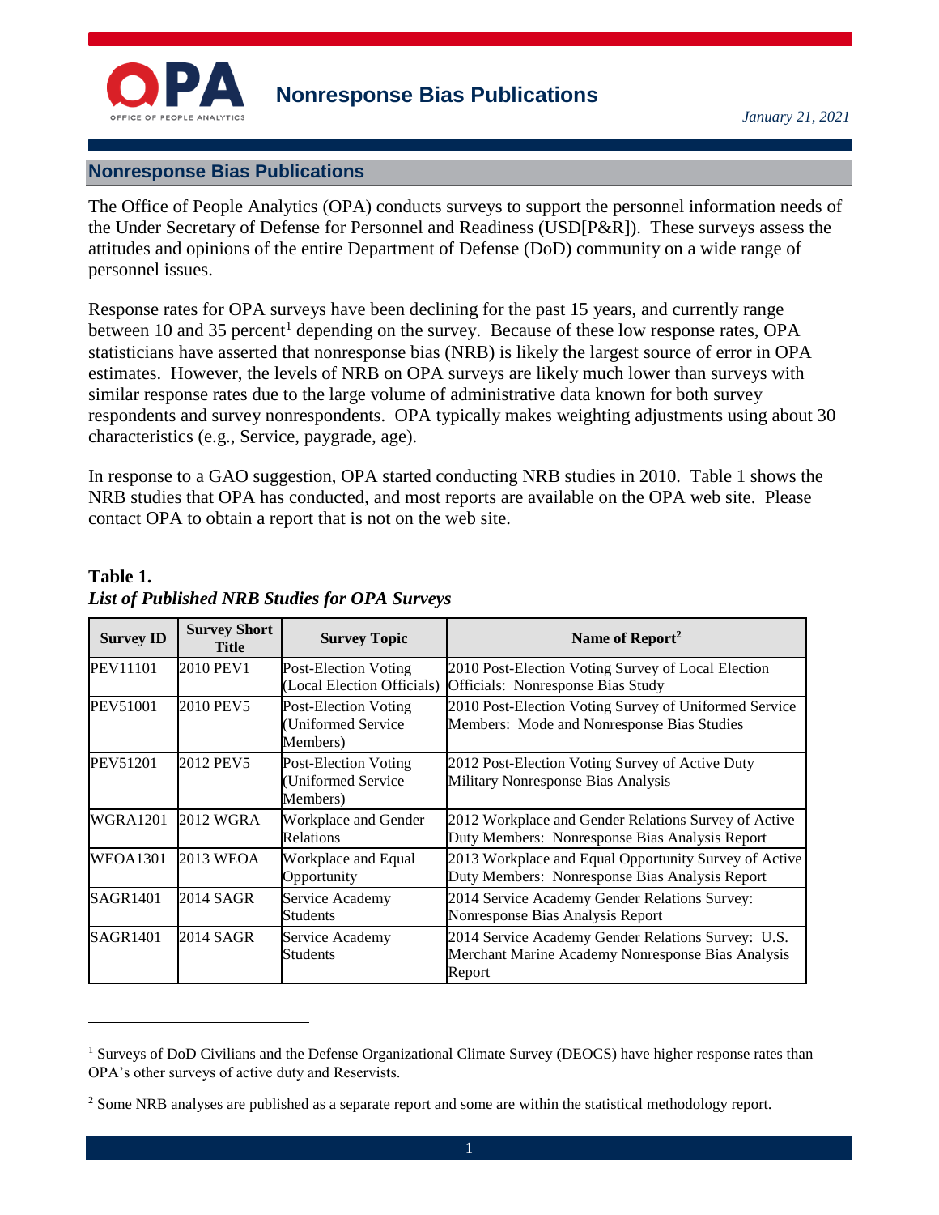# Nonresponse Bias Publications

*January 21, 2021*

## Nonresponse Bias Publications

The Office of People Analytics (OPA) conducts surveys to support the personnel information needs of the Under Secretary of Defense for Personnel and Readiness (USD[P&R]). These surveys assess the attitudes and opinions of the entire Department of Defense (DoD) community on a wide range of personnel issues.

Response rates for OPA surveys have been declining for the past 15 years, and currently range between 10 and 35 percent[1] depending on the survey. Because of these low response rates, OPA statisticians have asserted that nonresponse bias (NRB) is likely the largest source of error in OPA estimates. However, the levels of NRB on OPA surveys are likely much lower than surveys with similar response rates due to the large volume of administrative data known for both survey respondents and survey nonrespondents. OPA typically makes weighting adjustments using about 30 characteristics (e.g., Service, paygrade, age).

In response to a GAO suggestion, OPA started conducting NRB studies in 2010. Table 1 shows the NRB studies that OPA has conducted, and most reports are available on the OPA web site. Please contact OPA to obtain a report that is not on the web site.

**Table 1.**
***List of Published NRB Studies for OPA Surveys***

| Survey ID | Survey Short Title | Survey Topic | Name of Report[2] |
|---|---|---|---|
| PEV11101 | 2010 PEV1 | Post-Election Voting (Local Election Officials) | 2010 Post-Election Voting Survey of Local Election Officials: Nonresponse Bias Study |
| PEV51001 | 2010 PEV5 | Post-Election Voting (Uniformed Service Members) | 2010 Post-Election Voting Survey of Uniformed Service Members: Mode and Nonresponse Bias Studies |
| PEV51201 | 2012 PEV5 | Post-Election Voting (Uniformed Service Members) | 2012 Post-Election Voting Survey of Active Duty Military Nonresponse Bias Analysis |
| WGRA1201 | 2012 WGRA | Workplace and Gender Relations | 2012 Workplace and Gender Relations Survey of Active Duty Members: Nonresponse Bias Analysis Report |
| WEOA1301 | 2013 WEOA | Workplace and Equal Opportunity | 2013 Workplace and Equal Opportunity Survey of Active Duty Members: Nonresponse Bias Analysis Report |
| SAGR1401 | 2014 SAGR | Service Academy Students | 2014 Service Academy Gender Relations Survey: Nonresponse Bias Analysis Report |
| SAGR1401 | 2014 SAGR | Service Academy Students | 2014 Service Academy Gender Relations Survey: U.S. Merchant Marine Academy Nonresponse Bias Analysis Report |

[1] Surveys of DoD Civilians and the Defense Organizational Climate Survey (DEOCS) have higher response rates than OPA's other surveys of active duty and Reservists.

[2] Some NRB analyses are published as a separate report and some are within the statistical methodology report.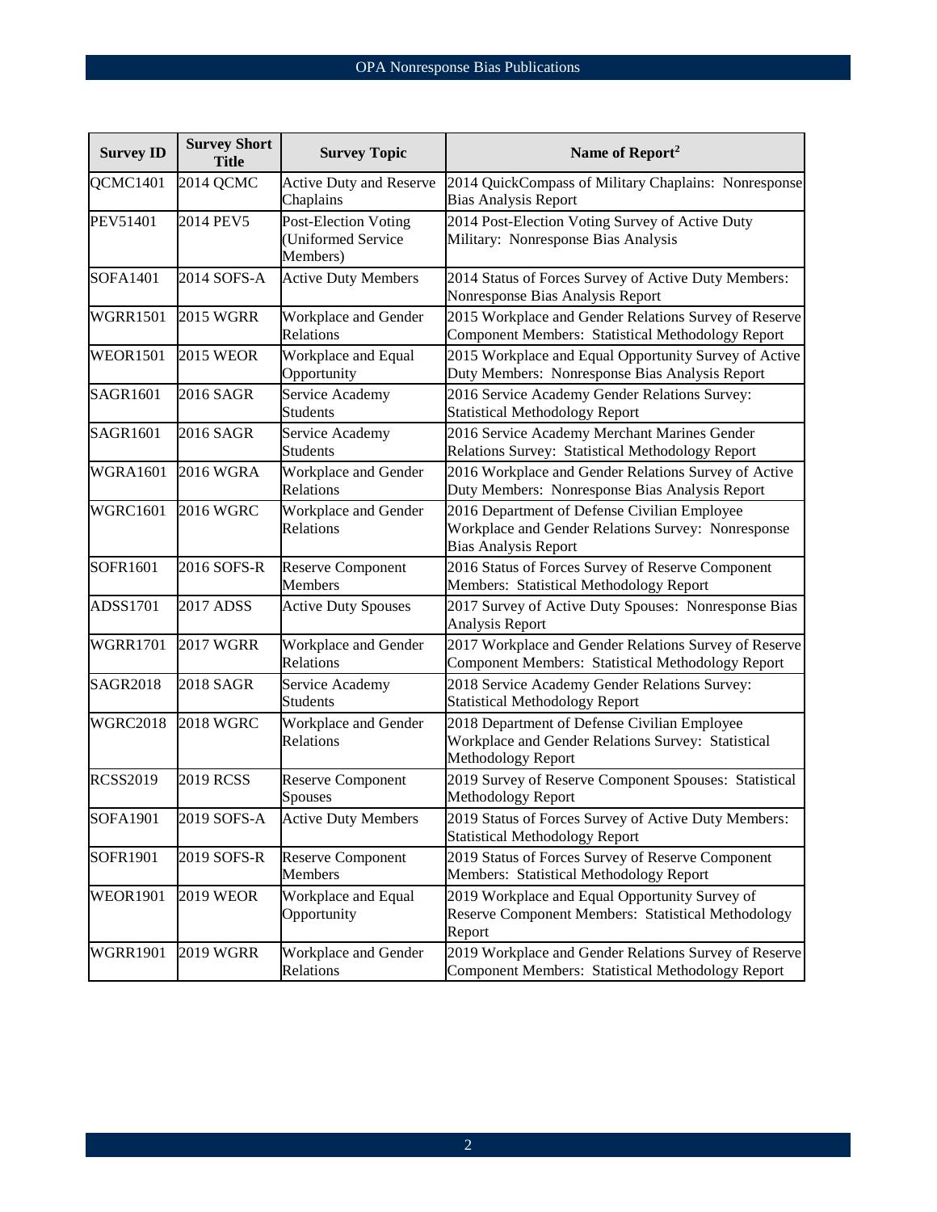| Survey ID | Survey Short Title | Survey Topic | Name of Report[2] |
|---|---|---|---|
| QCMC1401 | 2014 QCMC | Active Duty and Reserve Chaplains | 2014 QuickCompass of Military Chaplains: Nonresponse Bias Analysis Report |
| PEV51401 | 2014 PEV5 | Post-Election Voting (Uniformed Service Members) | 2014 Post-Election Voting Survey of Active Duty Military: Nonresponse Bias Analysis |
| SOFA1401 | 2014 SOFS-A | Active Duty Members | 2014 Status of Forces Survey of Active Duty Members: Nonresponse Bias Analysis Report |
| WGRR1501 | 2015 WGRR | Workplace and Gender Relations | 2015 Workplace and Gender Relations Survey of Reserve Component Members: Statistical Methodology Report |
| WEOR1501 | 2015 WEOR | Workplace and Equal Opportunity | 2015 Workplace and Equal Opportunity Survey of Active Duty Members: Nonresponse Bias Analysis Report |
| SAGR1601 | 2016 SAGR | Service Academy Students | 2016 Service Academy Gender Relations Survey: Statistical Methodology Report |
| SAGR1601 | 2016 SAGR | Service Academy Students | 2016 Service Academy Merchant Marines Gender Relations Survey: Statistical Methodology Report |
| WGRA1601 | 2016 WGRA | Workplace and Gender Relations | 2016 Workplace and Gender Relations Survey of Active Duty Members: Nonresponse Bias Analysis Report |
| WGRC1601 | 2016 WGRC | Workplace and Gender Relations | 2016 Department of Defense Civilian Employee Workplace and Gender Relations Survey: Nonresponse Bias Analysis Report |
| SOFR1601 | 2016 SOFS-R | Reserve Component Members | 2016 Status of Forces Survey of Reserve Component Members: Statistical Methodology Report |
| ADSS1701 | 2017 ADSS | Active Duty Spouses | 2017 Survey of Active Duty Spouses: Nonresponse Bias Analysis Report |
| WGRR1701 | 2017 WGRR | Workplace and Gender Relations | 2017 Workplace and Gender Relations Survey of Reserve Component Members: Statistical Methodology Report |
| SAGR2018 | 2018 SAGR | Service Academy Students | 2018 Service Academy Gender Relations Survey: Statistical Methodology Report |
| WGRC2018 | 2018 WGRC | Workplace and Gender Relations | 2018 Department of Defense Civilian Employee Workplace and Gender Relations Survey: Statistical Methodology Report |
| RCSS2019 | 2019 RCSS | Reserve Component Spouses | 2019 Survey of Reserve Component Spouses: Statistical Methodology Report |
| SOFA1901 | 2019 SOFS-A | Active Duty Members | 2019 Status of Forces Survey of Active Duty Members: Statistical Methodology Report |
| SOFR1901 | 2019 SOFS-R | Reserve Component Members | 2019 Status of Forces Survey of Reserve Component Members: Statistical Methodology Report |
| WEOR1901 | 2019 WEOR | Workplace and Equal Opportunity | 2019 Workplace and Equal Opportunity Survey of Reserve Component Members: Statistical Methodology Report |
| WGRR1901 | 2019 WGRR | Workplace and Gender Relations | 2019 Workplace and Gender Relations Survey of Reserve Component Members: Statistical Methodology Report |